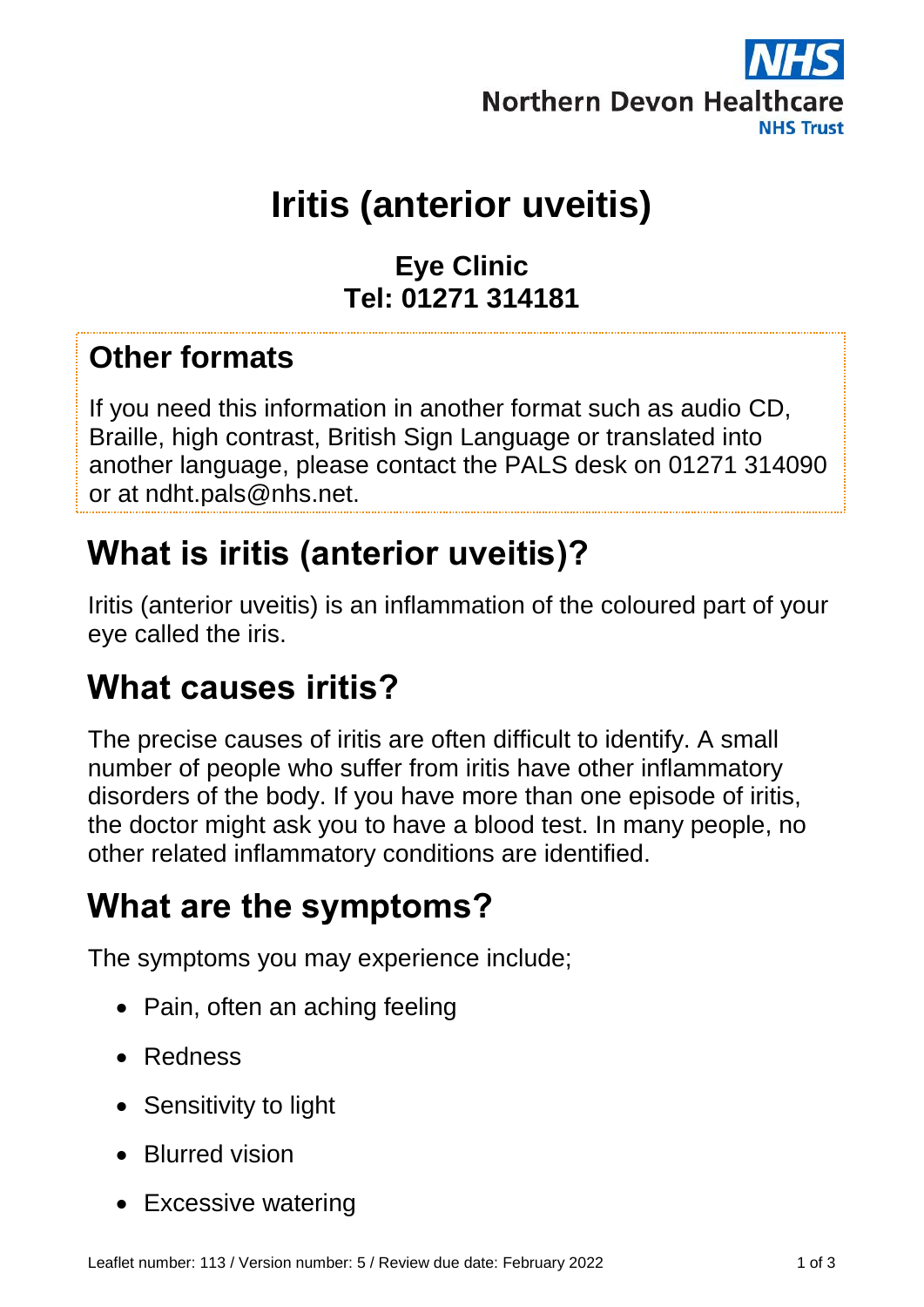NHS
Northern Devon Healthcare
NHS Trust

# Iritis (anterior uveitis)

**Eye Clinic**
**Tel: 01271 314181**

## Other formats

If you need this information in another format such as audio CD, Braille, high contrast, British Sign Language or translated into another language, please contact the PALS desk on 01271 314090 or at ndht.pals@nhs.net.

## What is iritis (anterior uveitis)?

Iritis (anterior uveitis) is an inflammation of the coloured part of your eye called the iris.

## What causes iritis?

The precise causes of iritis are often difficult to identify. A small number of people who suffer from iritis have other inflammatory disorders of the body. If you have more than one episode of iritis, the doctor might ask you to have a blood test. In many people, no other related inflammatory conditions are identified.

## What are the symptoms?

The symptoms you may experience include;

- Pain, often an aching feeling
- Redness
- Sensitivity to light
- Blurred vision
- Excessive watering

Leaflet number: 113 / Version number: 5 / Review due date: February 2022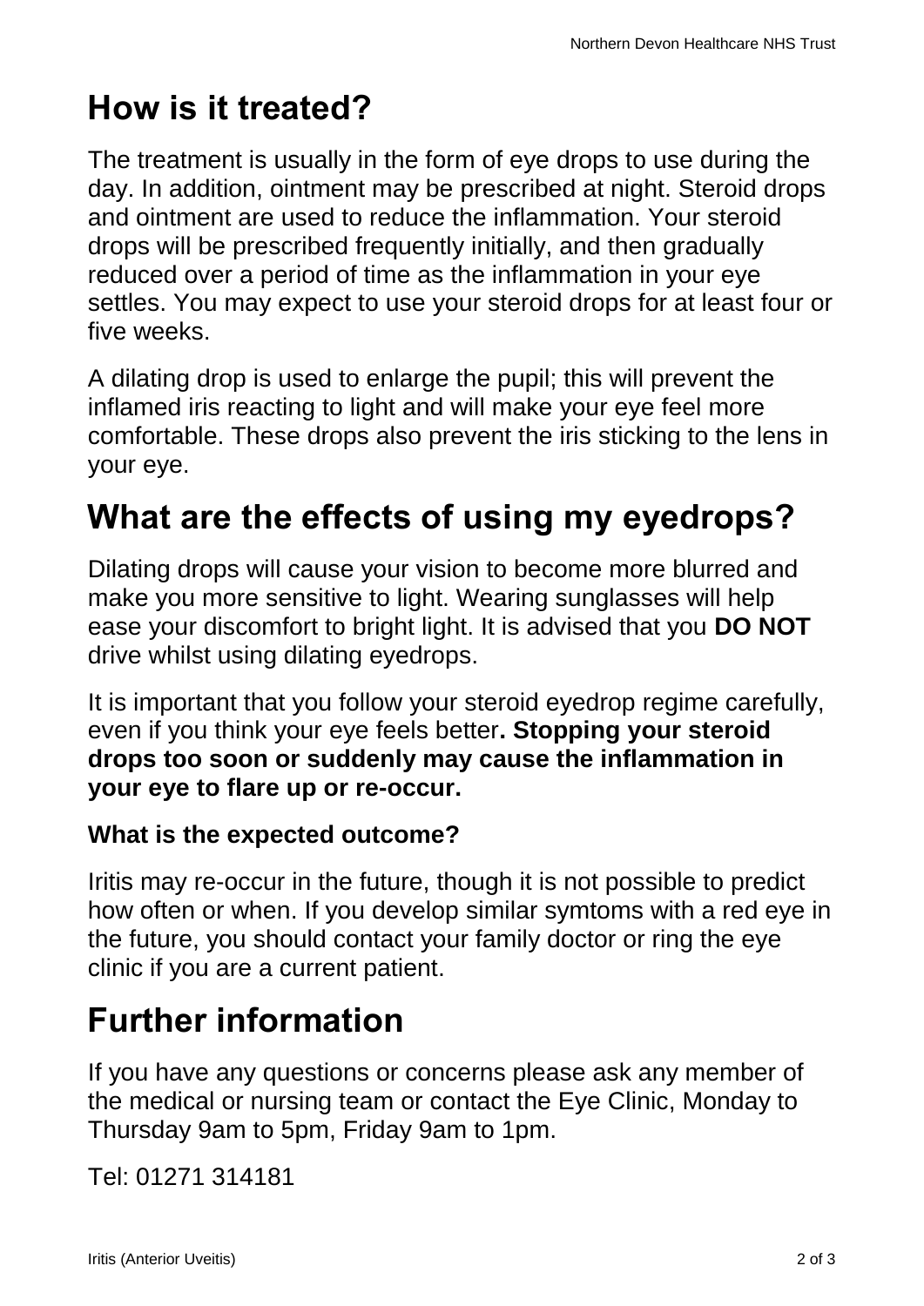## How is it treated?

The treatment is usually in the form of eye drops to use during the day. In addition, ointment may be prescribed at night. Steroid drops and ointment are used to reduce the inflammation. Your steroid drops will be prescribed frequently initially, and then gradually reduced over a period of time as the inflammation in your eye settles. You may expect to use your steroid drops for at least four or five weeks.

A dilating drop is used to enlarge the pupil; this will prevent the inflamed iris reacting to light and will make your eye feel more comfortable. These drops also prevent the iris sticking to the lens in your eye.

## What are the effects of using my eyedrops?

Dilating drops will cause your vision to become more blurred and make you more sensitive to light. Wearing sunglasses will help ease your discomfort to bright light. It is advised that you **DO NOT** drive whilst using dilating eyedrops.

It is important that you follow your steroid eyedrop regime carefully, even if you think your eye feels better**. Stopping your steroid drops too soon or suddenly may cause the inflammation in your eye to flare up or re-occur.**

### What is the expected outcome?

Iritis may re-occur in the future, though it is not possible to predict how often or when. If you develop similar symtoms with a red eye in the future, you should contact your family doctor or ring the eye clinic if you are a current patient.

## Further information

If you have any questions or concerns please ask any member of the medical or nursing team or contact the Eye Clinic, Monday to Thursday 9am to 5pm, Friday 9am to 1pm.

Tel: 01271 314181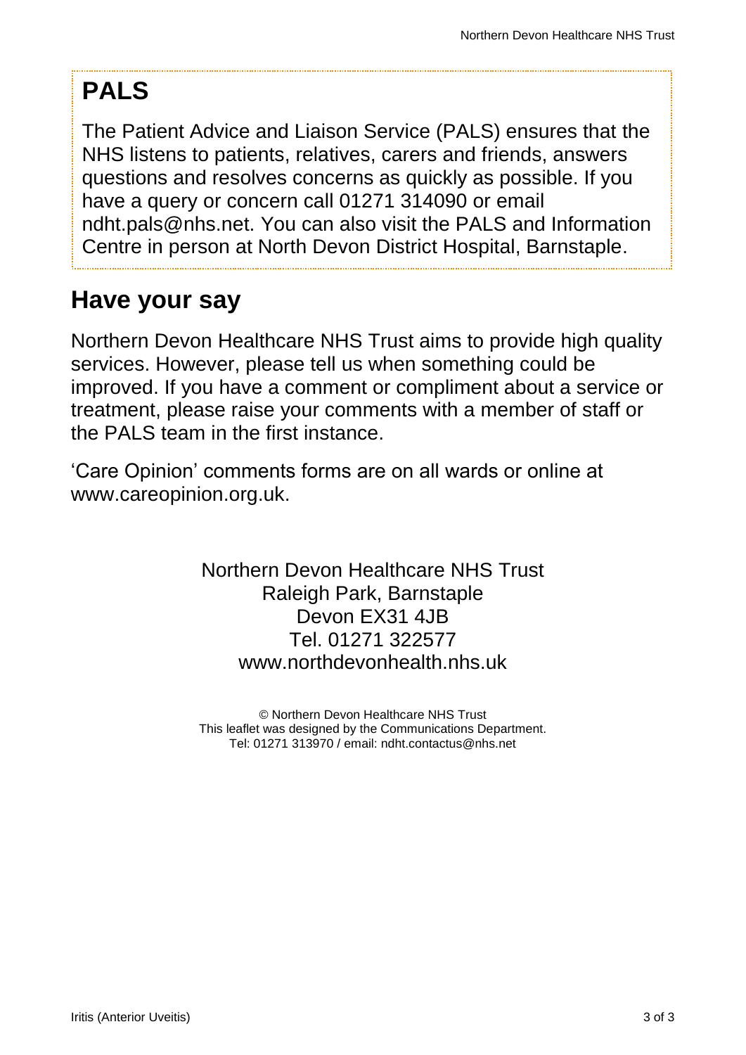## PALS

The Patient Advice and Liaison Service (PALS) ensures that the NHS listens to patients, relatives, carers and friends, answers questions and resolves concerns as quickly as possible. If you have a query or concern call 01271 314090 or email ndht.pals@nhs.net. You can also visit the PALS and Information Centre in person at North Devon District Hospital, Barnstaple.

## Have your say

Northern Devon Healthcare NHS Trust aims to provide high quality services. However, please tell us when something could be improved. If you have a comment or compliment about a service or treatment, please raise your comments with a member of staff or the PALS team in the first instance.

'Care Opinion' comments forms are on all wards or online at www.careopinion.org.uk.

Northern Devon Healthcare NHS Trust
Raleigh Park, Barnstaple
Devon EX31 4JB
Tel. 01271 322577
www.northdevonhealth.nhs.uk

© Northern Devon Healthcare NHS Trust
This leaflet was designed by the Communications Department.
Tel: 01271 313970 / email: ndht.contactus@nhs.net